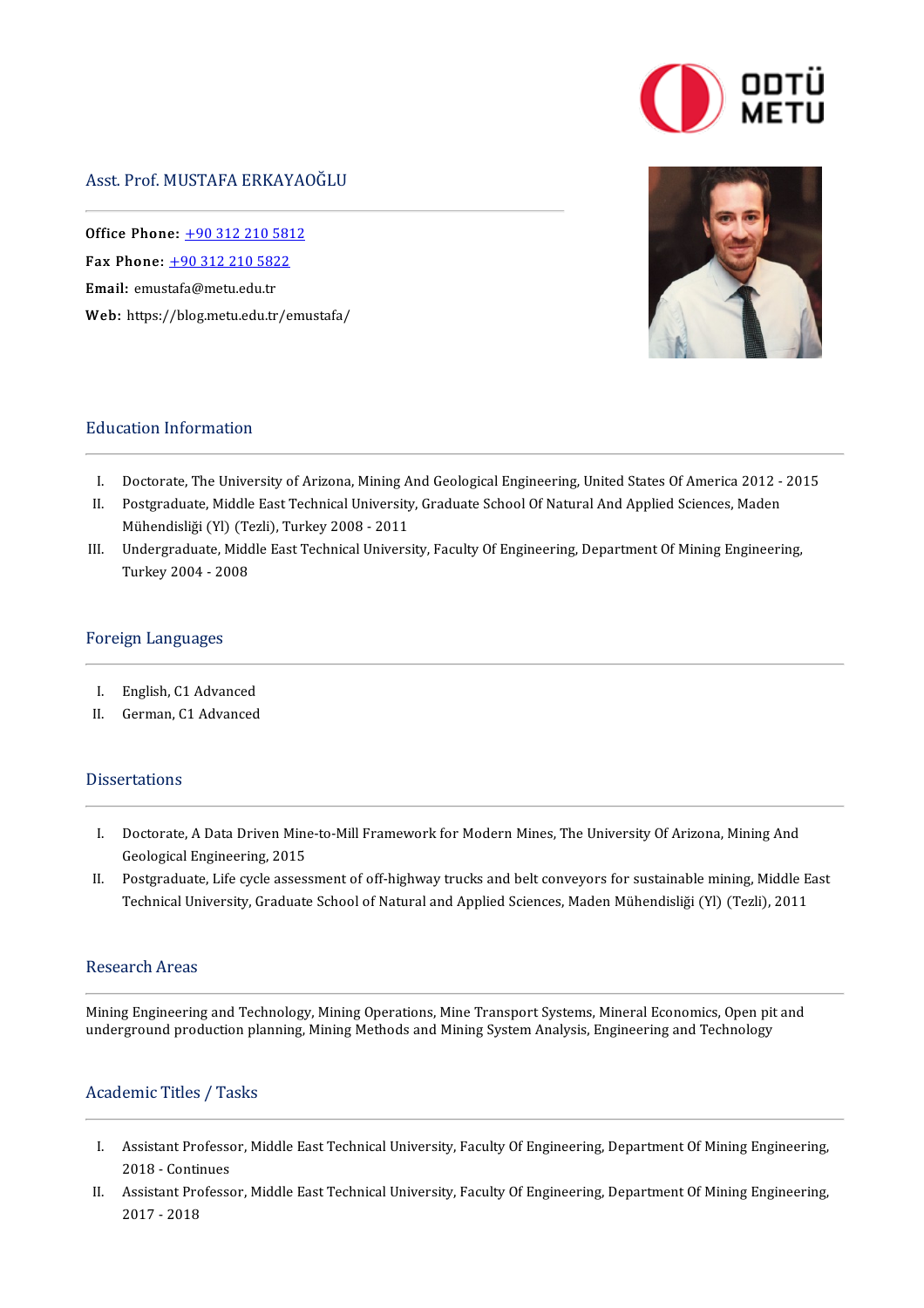# Asst. Prof. MUSTAFA ERKAYAOĞLU

**Office Phone:** +90 312 210 5812
**Fax Phone:** +90 312 210 5822
**Email:** emustafa@metu.edu.tr
**Web:** https://blog.metu.edu.tr/emustafa/

## Education Information

I. Doctorate, The University of Arizona, Mining And Geological Engineering, United States Of America 2012 - 2015
II. Postgraduate, Middle East Technical University, Graduate School Of Natural And Applied Sciences, Maden Mühendisliği (Yl) (Tezli), Turkey 2008 - 2011
III. Undergraduate, Middle East Technical University, Faculty Of Engineering, Department Of Mining Engineering, Turkey 2004 - 2008

## Foreign Languages

I. English, C1 Advanced
II. German, C1 Advanced

## Dissertations

I. Doctorate, A Data Driven Mine-to-Mill Framework for Modern Mines, The University Of Arizona, Mining And Geological Engineering, 2015
II. Postgraduate, Life cycle assessment of off-highway trucks and belt conveyors for sustainable mining, Middle East Technical University, Graduate School of Natural and Applied Sciences, Maden Mühendisliği (Yl) (Tezli), 2011

## Research Areas

Mining Engineering and Technology, Mining Operations, Mine Transport Systems, Mineral Economics, Open pit and underground production planning, Mining Methods and Mining System Analysis, Engineering and Technology

## Academic Titles / Tasks

I. Assistant Professor, Middle East Technical University, Faculty Of Engineering, Department Of Mining Engineering, 2018 - Continues
II. Assistant Professor, Middle East Technical University, Faculty Of Engineering, Department Of Mining Engineering, 2017 - 2018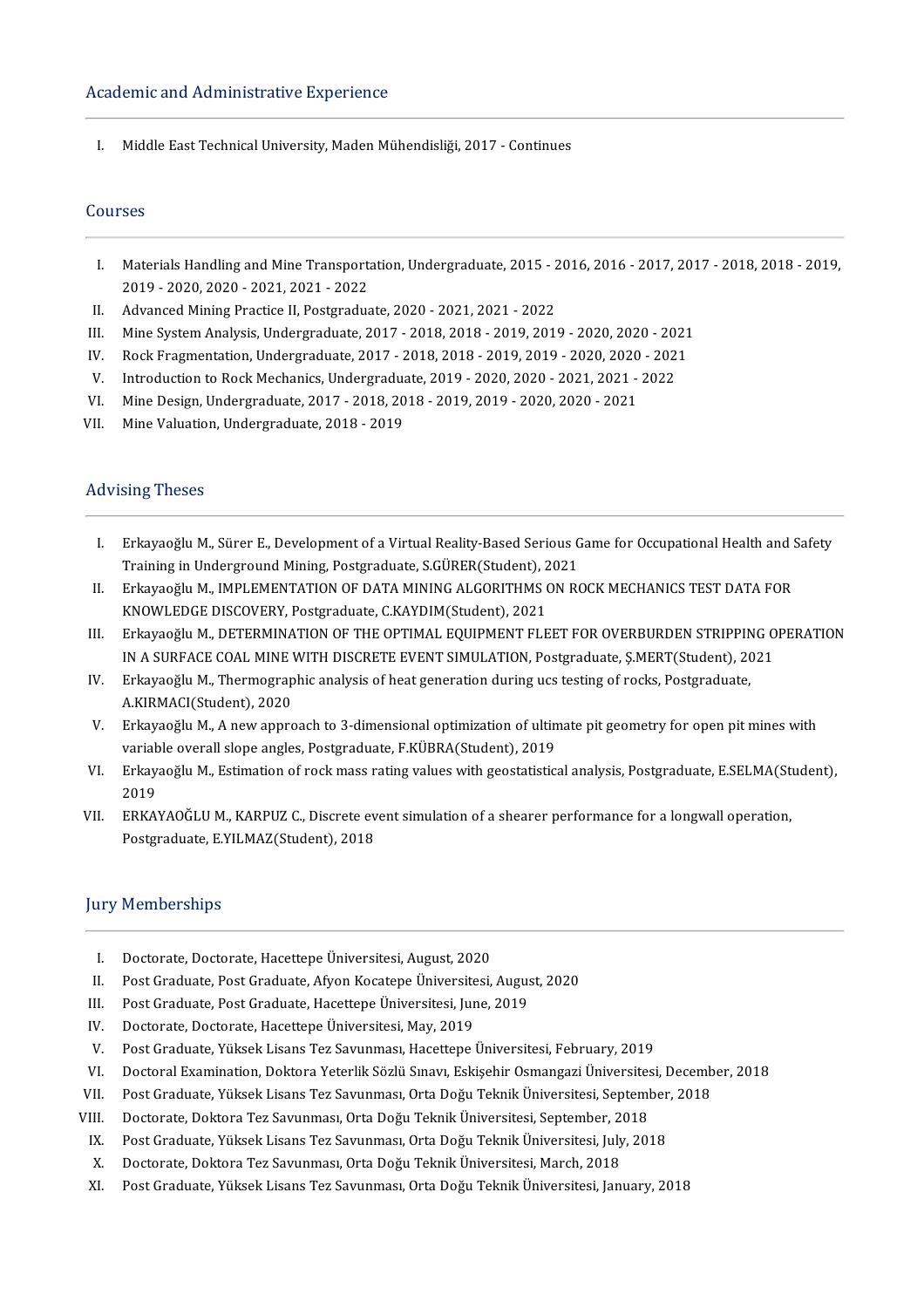## Academic and Administrative Experience

I. Middle East Technical University, Maden Mühendisliği, 2017 - Continues

## Courses

I. Materials Handling and Mine Transportation, Undergraduate, 2015 - 2016, 2016 - 2017, 2017 - 2018, 2018 - 2019, 2019 - 2020, 2020 - 2021, 2021 - 2022
II. Advanced Mining Practice II, Postgraduate, 2020 - 2021, 2021 - 2022
III. Mine System Analysis, Undergraduate, 2017 - 2018, 2018 - 2019, 2019 - 2020, 2020 - 2021
IV. Rock Fragmentation, Undergraduate, 2017 - 2018, 2018 - 2019, 2019 - 2020, 2020 - 2021
V. Introduction to Rock Mechanics, Undergraduate, 2019 - 2020, 2020 - 2021, 2021 - 2022
VI. Mine Design, Undergraduate, 2017 - 2018, 2018 - 2019, 2019 - 2020, 2020 - 2021
VII. Mine Valuation, Undergraduate, 2018 - 2019

## Advising Theses

I. Erkayaoğlu M., Sürer E., Development of a Virtual Reality-Based Serious Game for Occupational Health and Safety Training in Underground Mining, Postgraduate, S.GÜRER(Student), 2021
II. Erkayaoğlu M., IMPLEMENTATION OF DATA MINING ALGORITHMS ON ROCK MECHANICS TEST DATA FOR KNOWLEDGE DISCOVERY, Postgraduate, C.KAYDIM(Student), 2021
III. Erkayaoğlu M., DETERMINATION OF THE OPTIMAL EQUIPMENT FLEET FOR OVERBURDEN STRIPPING OPERATION IN A SURFACE COAL MINE WITH DISCRETE EVENT SIMULATION, Postgraduate, Ş.MERT(Student), 2021
IV. Erkayaoğlu M., Thermographic analysis of heat generation during ucs testing of rocks, Postgraduate, A.KIRMACI(Student), 2020
V. Erkayaoğlu M., A new approach to 3-dimensional optimization of ultimate pit geometry for open pit mines with variable overall slope angles, Postgraduate, F.KÜBRA(Student), 2019
VI. Erkayaoğlu M., Estimation of rock mass rating values with geostatistical analysis, Postgraduate, E.SELMA(Student), 2019
VII. ERKAYAOĞLU M., KARPUZ C., Discrete event simulation of a shearer performance for a longwall operation, Postgraduate, E.YILMAZ(Student), 2018

## Jury Memberships

I. Doctorate, Doctorate, Hacettepe Üniversitesi, August, 2020
II. Post Graduate, Post Graduate, Afyon Kocatepe Üniversitesi, August, 2020
III. Post Graduate, Post Graduate, Hacettepe Üniversitesi, June, 2019
IV. Doctorate, Doctorate, Hacettepe Üniversitesi, May, 2019
V. Post Graduate, Yüksek Lisans Tez Savunması, Hacettepe Üniversitesi, February, 2019
VI. Doctoral Examination, Doktora Yeterlik Sözlü Sınavı, Eskişehir Osmangazi Üniversitesi, December, 2018
VII. Post Graduate, Yüksek Lisans Tez Savunması, Orta Doğu Teknik Üniversitesi, September, 2018
VIII. Doctorate, Doktora Tez Savunması, Orta Doğu Teknik Üniversitesi, September, 2018
IX. Post Graduate, Yüksek Lisans Tez Savunması, Orta Doğu Teknik Üniversitesi, July, 2018
X. Doctorate, Doktora Tez Savunması, Orta Doğu Teknik Üniversitesi, March, 2018
XI. Post Graduate, Yüksek Lisans Tez Savunması, Orta Doğu Teknik Üniversitesi, January, 2018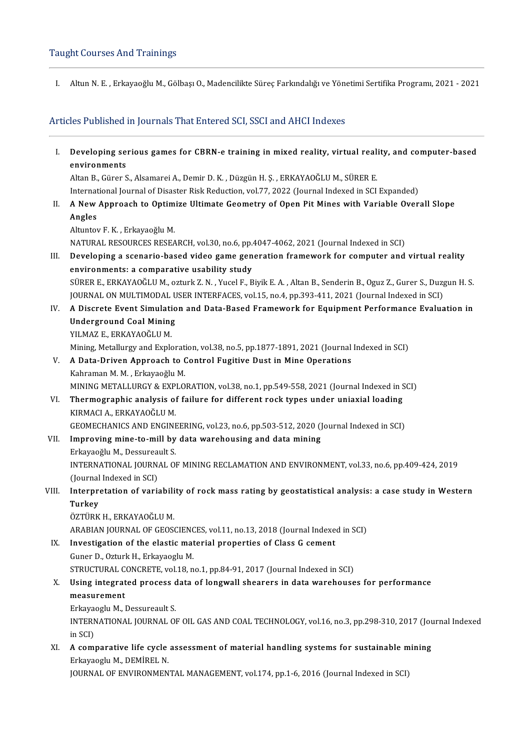## Taught Courses And Trainings

I. Altun N. E. , Erkayaoğlu M., Gölbaşı O., Madencilikte Süreç Farkındalığı ve Yönetimi Sertifika Programı, 2021 - 2021

## Articles Published in Journals That Entered SCI, SSCI and AHCI Indexes

I. **Developing serious games for CBRN-e training in mixed reality, virtual reality, and computer-based environments**
Altan B., Gürer S., Alsamarei A., Demir D. K. , Düzgün H. Ş. , ERKAYAOĞLU M., SÜRER E.
International Journal of Disaster Risk Reduction, vol.77, 2022 (Journal Indexed in SCI Expanded)

II. **A New Approach to Optimize Ultimate Geometry of Open Pit Mines with Variable Overall Slope Angles**
Altuntov F. K. , Erkayaoğlu M.
NATURAL RESOURCES RESEARCH, vol.30, no.6, pp.4047-4062, 2021 (Journal Indexed in SCI)

III. **Developing a scenario-based video game generation framework for computer and virtual reality environments: a comparative usability study**
SÜRER E., ERKAYAOĞLU M., ozturk Z. N. , Yucel F., Biyik E. A. , Altan B., Senderin B., Oguz Z., Gurer S., Duzgun H. S.
JOURNAL ON MULTIMODAL USER INTERFACES, vol.15, no.4, pp.393-411, 2021 (Journal Indexed in SCI)

IV. **A Discrete Event Simulation and Data-Based Framework for Equipment Performance Evaluation in Underground Coal Mining**
YILMAZ E., ERKAYAOĞLU M.
Mining, Metallurgy and Exploration, vol.38, no.5, pp.1877-1891, 2021 (Journal Indexed in SCI)

V. **A Data-Driven Approach to Control Fugitive Dust in Mine Operations**
Kahraman M. M. , Erkayaoğlu M.
MINING METALLURGY & EXPLORATION, vol.38, no.1, pp.549-558, 2021 (Journal Indexed in SCI)

VI. **Thermographic analysis of failure for different rock types under uniaxial loading**
KIRMACI A., ERKAYAOĞLU M.
GEOMECHANICS AND ENGINEERING, vol.23, no.6, pp.503-512, 2020 (Journal Indexed in SCI)

VII. **Improving mine-to-mill by data warehousing and data mining**
Erkayaoğlu M., Dessureault S.
INTERNATIONAL JOURNAL OF MINING RECLAMATION AND ENVIRONMENT, vol.33, no.6, pp.409-424, 2019 (Journal Indexed in SCI)

VIII. **Interpretation of variability of rock mass rating by geostatistical analysis: a case study in Western Turkey**
ÖZTÜRK H., ERKAYAOĞLU M.
ARABIAN JOURNAL OF GEOSCIENCES, vol.11, no.13, 2018 (Journal Indexed in SCI)

IX. **Investigation of the elastic material properties of Class G cement**
Guner D., Ozturk H., Erkayaoglu M.
STRUCTURAL CONCRETE, vol.18, no.1, pp.84-91, 2017 (Journal Indexed in SCI)

X. **Using integrated process data of longwall shearers in data warehouses for performance measurement**
Erkayaoglu M., Dessureault S.
INTERNATIONAL JOURNAL OF OIL GAS AND COAL TECHNOLOGY, vol.16, no.3, pp.298-310, 2017 (Journal Indexed in SCI)

XI. **A comparative life cycle assessment of material handling systems for sustainable mining**
Erkayaoglu M., DEMİREL N.
JOURNAL OF ENVIRONMENTAL MANAGEMENT, vol.174, pp.1-6, 2016 (Journal Indexed in SCI)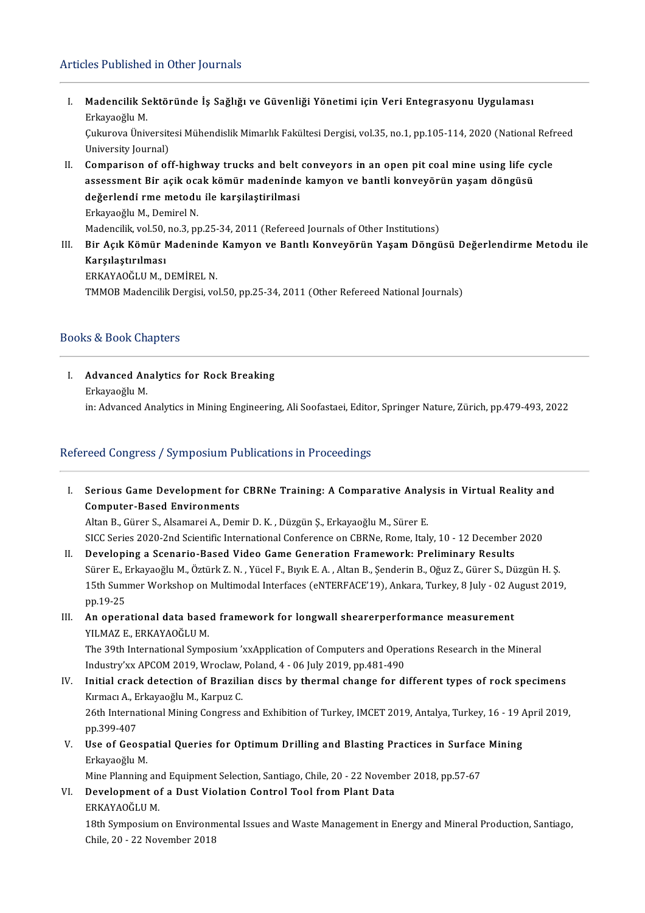## Articles Published in Other Journals

I. **Madencilik Sektöründe İş Sağlığı ve Güvenliği Yönetimi için Veri Entegrasyonu Uygulaması**
   Erkayaoğlu M.
   Çukurova Üniversitesi Mühendislik Mimarlık Fakültesi Dergisi, vol.35, no.1, pp.105-114, 2020 (National Refreed University Journal)

II. **Comparison of off-highway trucks and belt conveyors in an open pit coal mine using life cycle assessment Bir açik ocak kömür madeninde kamyon ve bantli konveyörün yaşam döngüsü değerlendi rme metodu ile karşilaştirilmasi**
   Erkayaoğlu M., Demirel N.
   Madencilik, vol.50, no.3, pp.25-34, 2011 (Refereed Journals of Other Institutions)

III. **Bir Açık Kömür Madeninde Kamyon ve Bantlı Konveyörün Yaşam Döngüsü Değerlendirme Metodu ile Karşılaştırılması**
   ERKAYAOĞLU M., DEMİREL N.
   TMMOB Madencilik Dergisi, vol.50, pp.25-34, 2011 (Other Refereed National Journals)

## Books & Book Chapters

I. **Advanced Analytics for Rock Breaking**
   Erkayaoğlu M.
   in: Advanced Analytics in Mining Engineering, Ali Soofastaei, Editor, Springer Nature, Zürich, pp.479-493, 2022

## Refereed Congress / Symposium Publications in Proceedings

I. **Serious Game Development for CBRNe Training: A Comparative Analysis in Virtual Reality and Computer-Based Environments**
   Altan B., Gürer S., Alsamarei A., Demir D. K. , Düzgün Ş., Erkayaoğlu M., Sürer E.
   SICC Series 2020-2nd Scientific International Conference on CBRNe, Rome, Italy, 10 - 12 December 2020

II. **Developing a Scenario-Based Video Game Generation Framework: Preliminary Results**
   Sürer E., Erkayaoğlu M., Öztürk Z. N. , Yücel F., Bıyık E. A. , Altan B., Şenderin B., Oğuz Z., Gürer S., Düzgün H. Ş.
   15th Summer Workshop on Multimodal Interfaces (eNTERFACE'19), Ankara, Turkey, 8 July - 02 August 2019, pp.19-25

III. **An operational data based framework for longwall shearerperformance measurement**
   YILMAZ E., ERKAYAOĞLU M.
   The 39th International Symposium 'xxApplication of Computers and Operations Research in the Mineral Industry'xx APCOM 2019, Wroclaw, Poland, 4 - 06 July 2019, pp.481-490

IV. **Initial crack detection of Brazilian discs by thermal change for different types of rock specimens**
   Kırmacı A., Erkayaoğlu M., Karpuz C.
   26th International Mining Congress and Exhibition of Turkey, IMCET 2019, Antalya, Turkey, 16 - 19 April 2019, pp.399-407

V. **Use of Geospatial Queries for Optimum Drilling and Blasting Practices in Surface Mining**
   Erkayaoğlu M.
   Mine Planning and Equipment Selection, Santiago, Chile, 20 - 22 November 2018, pp.57-67

VI. **Development of a Dust Violation Control Tool from Plant Data**
   ERKAYAOĞLU M.
   18th Symposium on Environmental Issues and Waste Management in Energy and Mineral Production, Santiago, Chile, 20 - 22 November 2018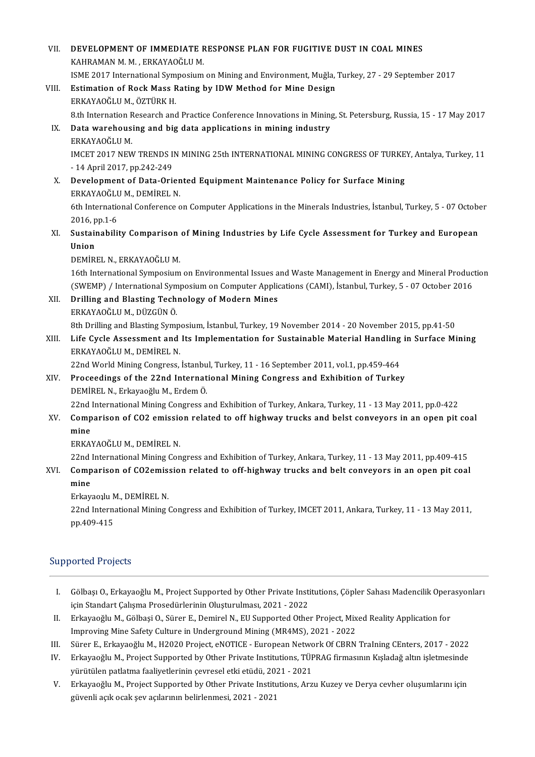VII. **DEVELOPMENT OF IMMEDIATE RESPONSE PLAN FOR FUGITIVE DUST IN COAL MINES**
KAHRAMAN M. M. , ERKAYAOĞLU M.
ISME 2017 International Symposium on Mining and Environment, Muğla, Turkey, 27 - 29 September 2017

VIII. **Estimation of Rock Mass Rating by IDW Method for Mine Design**
ERKAYAOĞLU M., ÖZTÜRK H.
8.th Internation Research and Practice Conference Innovations in Mining, St. Petersburg, Russia, 15 - 17 May 2017

IX. **Data warehousing and big data applications in mining industry**
ERKAYAOĞLU M.
IMCET 2017 NEW TRENDS IN MINING 25th INTERNATIONAL MINING CONGRESS OF TURKEY, Antalya, Turkey, 11 - 14 April 2017, pp.242-249

X. **Development of Data-Oriented Equipment Maintenance Policy for Surface Mining**
ERKAYAOĞLU M., DEMİREL N.
6th International Conference on Computer Applications in the Minerals Industries, İstanbul, Turkey, 5 - 07 October 2016, pp.1-6

XI. **Sustainability Comparison of Mining Industries by Life Cycle Assessment for Turkey and European Union**
DEMİREL N., ERKAYAOĞLU M.
16th International Symposium on Environmental Issues and Waste Management in Energy and Mineral Production (SWEMP) / International Symposium on Computer Applications (CAMI), İstanbul, Turkey, 5 - 07 October 2016

XII. **Drilling and Blasting Technology of Modern Mines**
ERKAYAOĞLU M., DÜZGÜN Ö.
8th Drilling and Blasting Symposium, İstanbul, Turkey, 19 November 2014 - 20 November 2015, pp.41-50

XIII. **Life Cycle Assessment and Its Implementation for Sustainable Material Handling in Surface Mining**
ERKAYAOĞLU M., DEMİREL N.
22nd World Mining Congress, İstanbul, Turkey, 11 - 16 September 2011, vol.1, pp.459-464

XIV. **Proceedings of the 22nd International Mining Congress and Exhibition of Turkey**
DEMİREL N., Erkayaoğlu M., Erdem Ö.
22nd International Mining Congress and Exhibition of Turkey, Ankara, Turkey, 11 - 13 May 2011, pp.0-422

XV. **Comparison of CO2 emission related to off highway trucks and belst conveyors in an open pit coal mine**
ERKAYAOĞLU M., DEMİREL N.
22nd International Mining Congress and Exhibition of Turkey, Ankara, Turkey, 11 - 13 May 2011, pp.409-415

XVI. **Comparison of CO2emission related to off-highway trucks and belt conveyors in an open pit coal mine**
Erkayaoılu M., DEMİREL N.
22nd International Mining Congress and Exhibition of Turkey, IMCET 2011, Ankara, Turkey, 11 - 13 May 2011, pp.409-415

## Supported Projects

I. Gölbaşı O., Erkayaoğlu M., Project Supported by Other Private Institutions, Çöpler Sahası Madencilik Operasyonları için Standart Çalışma Prosedürlerinin Oluşturulması, 2021 - 2022
II. Erkayaoğlu M., Gölbaşi O., Sürer E., Demirel N., EU Supported Other Project, Mixed Reality Application for Improving Mine Safety Culture in Underground Mining (MR4MS), 2021 - 2022
III. Sürer E., Erkayaoğlu M., H2020 Project, eNOTICE - European Network Of CBRN TraIning CEnters, 2017 - 2022
IV. Erkayaoğlu M., Project Supported by Other Private Institutions, TÜPRAG firmasının Kışladağ altın işletmesinde yürütülen patlatma faaliyetlerinin çevresel etki etüdü, 2021 - 2021
V. Erkayaoğlu M., Project Supported by Other Private Institutions, Arzu Kuzey ve Derya cevher oluşumlarını için güvenli açık ocak şev açılarının belirlenmesi, 2021 - 2021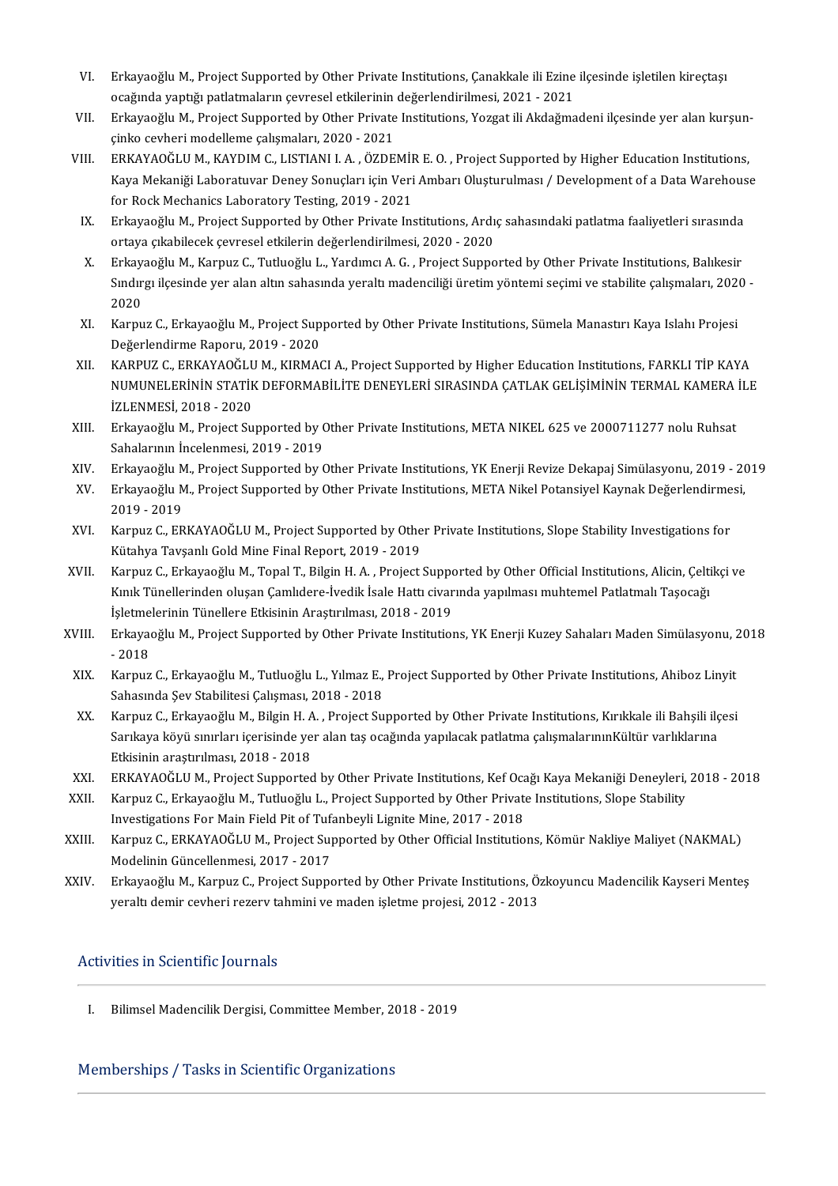VI. Erkayaoğlu M., Project Supported by Other Private Institutions, Çanakkale ili Ezine ilçesinde işletilen kireçtaşı ocağında yaptığı patlatmaların çevresel etkilerinin değerlendirilmesi, 2021 - 2021

VII. Erkayaoğlu M., Project Supported by Other Private Institutions, Yozgat ili Akdağmadeni ilçesinde yer alan kurşun-çinko cevheri modelleme çalışmaları, 2020 - 2021

VIII. ERKAYAOĞLU M., KAYDIM C., LISTIANI I. A. , ÖZDEMİR E. O. , Project Supported by Higher Education Institutions, Kaya Mekaniği Laboratuvar Deney Sonuçları için Veri Ambarı Oluşturulması / Development of a Data Warehouse for Rock Mechanics Laboratory Testing, 2019 - 2021

IX. Erkayaoğlu M., Project Supported by Other Private Institutions, Ardıç sahasındaki patlatma faaliyetleri sırasında ortaya çıkabilecek çevresel etkilerin değerlendirilmesi, 2020 - 2020

X. Erkayaoğlu M., Karpuz C., Tutluoğlu L., Yardımcı A. G. , Project Supported by Other Private Institutions, Balıkesir Sındırgı ilçesinde yer alan altın sahasında yeraltı madenciliği üretim yöntemi seçimi ve stabilite çalışmaları, 2020 - 2020

XI. Karpuz C., Erkayaoğlu M., Project Supported by Other Private Institutions, Sümela Manastırı Kaya Islahı Projesi Değerlendirme Raporu, 2019 - 2020

XII. KARPUZ C., ERKAYAOĞLU M., KIRMACI A., Project Supported by Higher Education Institutions, FARKLI TİP KAYA NUMUNELERİNİN STATİK DEFORMABİLİTE DENEYLERİ SIRASINDA ÇATLAK GELİŞİMİNİN TERMAL KAMERA İLE İZLENMESİ, 2018 - 2020

XIII. Erkayaoğlu M., Project Supported by Other Private Institutions, META NIKEL 625 ve 2000711277 nolu Ruhsat Sahalarının İncelenmesi, 2019 - 2019

XIV. Erkayaoğlu M., Project Supported by Other Private Institutions, YK Enerji Revize Dekapaj Simülasyonu, 2019 - 2019

XV. Erkayaoğlu M., Project Supported by Other Private Institutions, META Nikel Potansiyel Kaynak Değerlendirmesi, 2019 - 2019

XVI. Karpuz C., ERKAYAOĞLU M., Project Supported by Other Private Institutions, Slope Stability Investigations for Kütahya Tavşanlı Gold Mine Final Report, 2019 - 2019

XVII. Karpuz C., Erkayaoğlu M., Topal T., Bilgin H. A. , Project Supported by Other Official Institutions, Alicin, Çeltikçi ve Kınık Tünellerinden oluşan Çamlıdere-İvedik İsale Hattı civarında yapılması muhtemel Patlatmalı Taşocağı İşletmelerinin Tünellere Etkisinin Araştırılması, 2018 - 2019

XVIII. Erkayaoğlu M., Project Supported by Other Private Institutions, YK Enerji Kuzey Sahaları Maden Simülasyonu, 2018 - 2018

XIX. Karpuz C., Erkayaoğlu M., Tutluoğlu L., Yılmaz E., Project Supported by Other Private Institutions, Ahiboz Linyit Sahasında Şev Stabilitesi Çalışması, 2018 - 2018

XX. Karpuz C., Erkayaoğlu M., Bilgin H. A. , Project Supported by Other Private Institutions, Kırıkkale ili Bahşili ilçesi Sarıkaya köyü sınırları içerisinde yer alan taş ocağında yapılacak patlatma çalışmalarınınKültür varlıklarına Etkisinin araştırılması, 2018 - 2018

XXI. ERKAYAOĞLU M., Project Supported by Other Private Institutions, Kef Ocağı Kaya Mekaniği Deneyleri, 2018 - 2018

XXII. Karpuz C., Erkayaoğlu M., Tutluoğlu L., Project Supported by Other Private Institutions, Slope Stability Investigations For Main Field Pit of Tufanbeyli Lignite Mine, 2017 - 2018

XXIII. Karpuz C., ERKAYAOĞLU M., Project Supported by Other Official Institutions, Kömür Nakliye Maliyet (NAKMAL) Modelinin Güncellenmesi, 2017 - 2017

XXIV. Erkayaoğlu M., Karpuz C., Project Supported by Other Private Institutions, Özkoyuncu Madencilik Kayseri Menteş yeraltı demir cevheri rezerv tahmini ve maden işletme projesi, 2012 - 2013

## Activities in Scientific Journals

I. Bilimsel Madencilik Dergisi, Committee Member, 2018 - 2019

## Memberships / Tasks in Scientific Organizations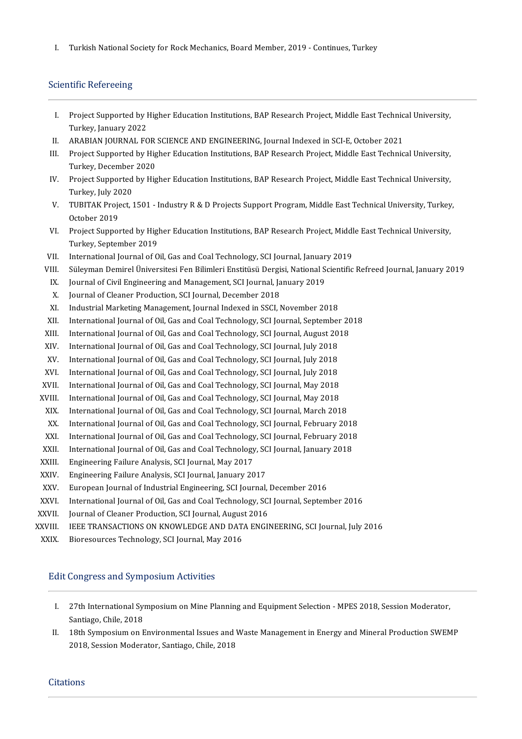I. Turkish National Society for Rock Mechanics, Board Member, 2019 - Continues, Turkey

## Scientific Refereeing

I. Project Supported by Higher Education Institutions, BAP Research Project, Middle East Technical University, Turkey, January 2022
II. ARABIAN JOURNAL FOR SCIENCE AND ENGINEERING, Journal Indexed in SCI-E, October 2021
III. Project Supported by Higher Education Institutions, BAP Research Project, Middle East Technical University, Turkey, December 2020
IV. Project Supported by Higher Education Institutions, BAP Research Project, Middle East Technical University, Turkey, July 2020
V. TUBITAK Project, 1501 - Industry R & D Projects Support Program, Middle East Technical University, Turkey, October 2019
VI. Project Supported by Higher Education Institutions, BAP Research Project, Middle East Technical University, Turkey, September 2019
VII. International Journal of Oil, Gas and Coal Technology, SCI Journal, January 2019
VIII. Süleyman Demirel Üniversitesi Fen Bilimleri Enstitüsü Dergisi, National Scientific Refreed Journal, January 2019
IX. Journal of Civil Engineering and Management, SCI Journal, January 2019
X. Journal of Cleaner Production, SCI Journal, December 2018
XI. Industrial Marketing Management, Journal Indexed in SSCI, November 2018
XII. International Journal of Oil, Gas and Coal Technology, SCI Journal, September 2018
XIII. International Journal of Oil, Gas and Coal Technology, SCI Journal, August 2018
XIV. International Journal of Oil, Gas and Coal Technology, SCI Journal, July 2018
XV. International Journal of Oil, Gas and Coal Technology, SCI Journal, July 2018
XVI. International Journal of Oil, Gas and Coal Technology, SCI Journal, July 2018
XVII. International Journal of Oil, Gas and Coal Technology, SCI Journal, May 2018
XVIII. International Journal of Oil, Gas and Coal Technology, SCI Journal, May 2018
XIX. International Journal of Oil, Gas and Coal Technology, SCI Journal, March 2018
XX. International Journal of Oil, Gas and Coal Technology, SCI Journal, February 2018
XXI. International Journal of Oil, Gas and Coal Technology, SCI Journal, February 2018
XXII. International Journal of Oil, Gas and Coal Technology, SCI Journal, January 2018
XXIII. Engineering Failure Analysis, SCI Journal, May 2017
XXIV. Engineering Failure Analysis, SCI Journal, January 2017
XXV. European Journal of Industrial Engineering, SCI Journal, December 2016
XXVI. International Journal of Oil, Gas and Coal Technology, SCI Journal, September 2016
XXVII. Journal of Cleaner Production, SCI Journal, August 2016
XXVIII. IEEE TRANSACTIONS ON KNOWLEDGE AND DATA ENGINEERING, SCI Journal, July 2016
XXIX. Bioresources Technology, SCI Journal, May 2016

## Edit Congress and Symposium Activities

I. 27th International Symposium on Mine Planning and Equipment Selection - MPES 2018, Session Moderator, Santiago, Chile, 2018
II. 18th Symposium on Environmental Issues and Waste Management in Energy and Mineral Production SWEMP 2018, Session Moderator, Santiago, Chile, 2018

## Citations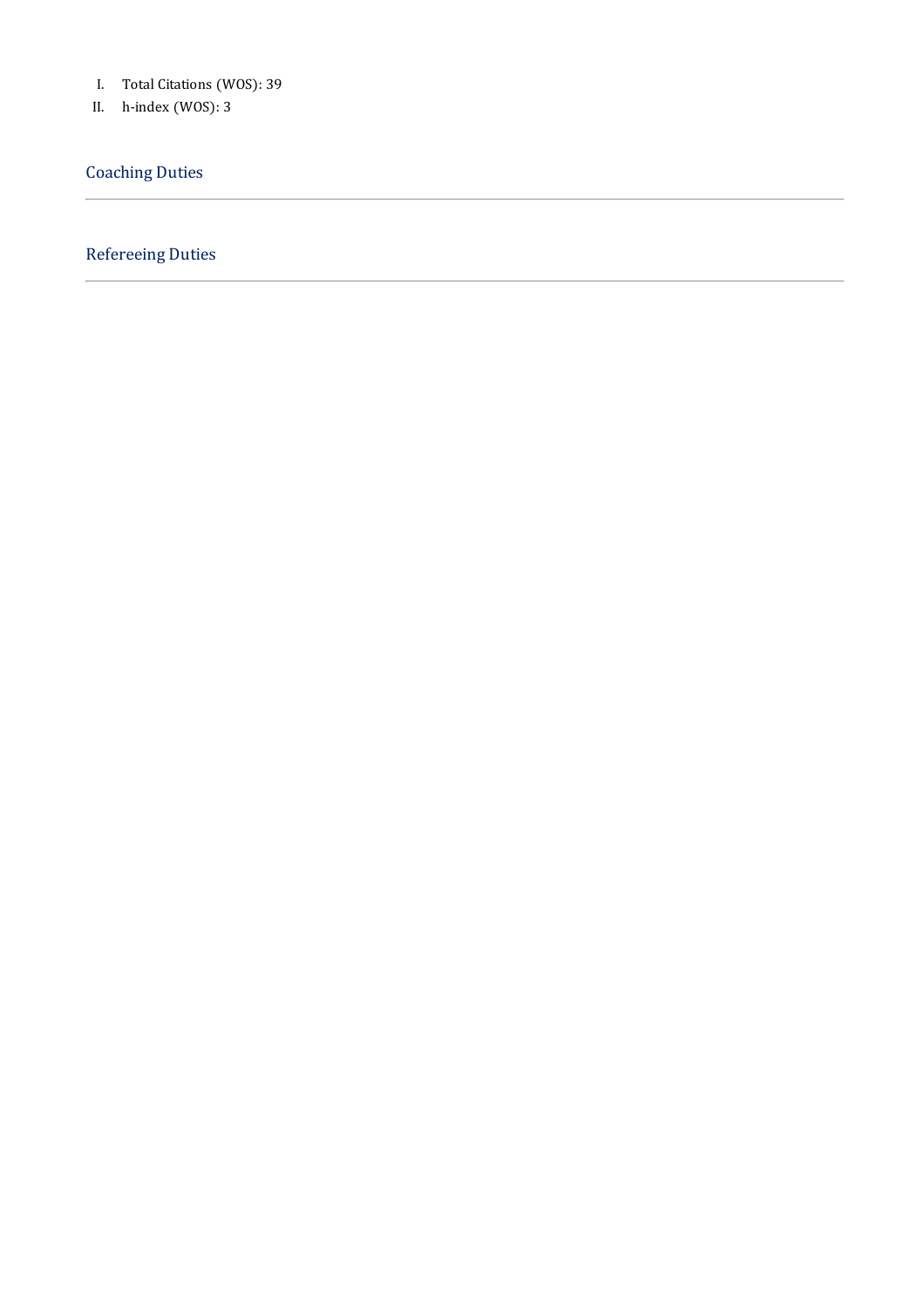I. Total Citations (WOS): 39
II. h-index (WOS): 3

## Coaching Duties

---

## Refereeing Duties

---